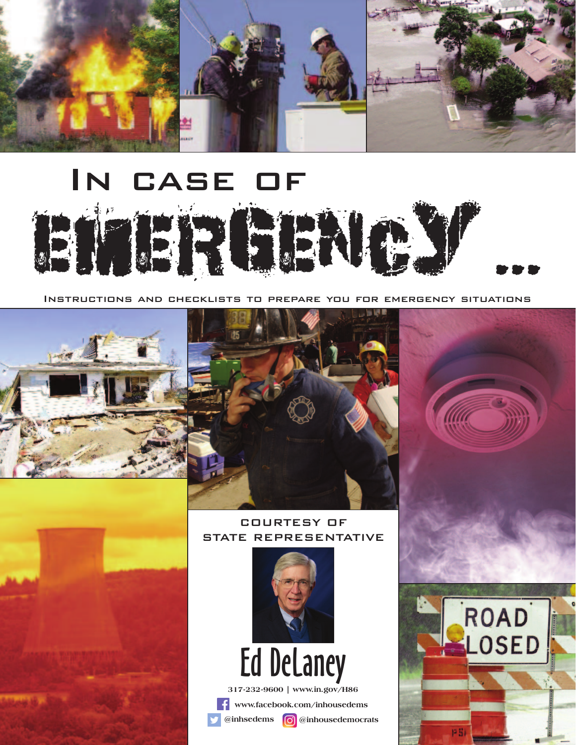# In case of EMERGENCY...

Instructions and checklists to prepare you for emergency situations

COURTESY OF
STATE REPRESENTATIVE

Ed DeLaney

317-232-9600 | www.in.gov/H86

www.facebook.com/inhousedems

@inhsedems @inhousedemocrats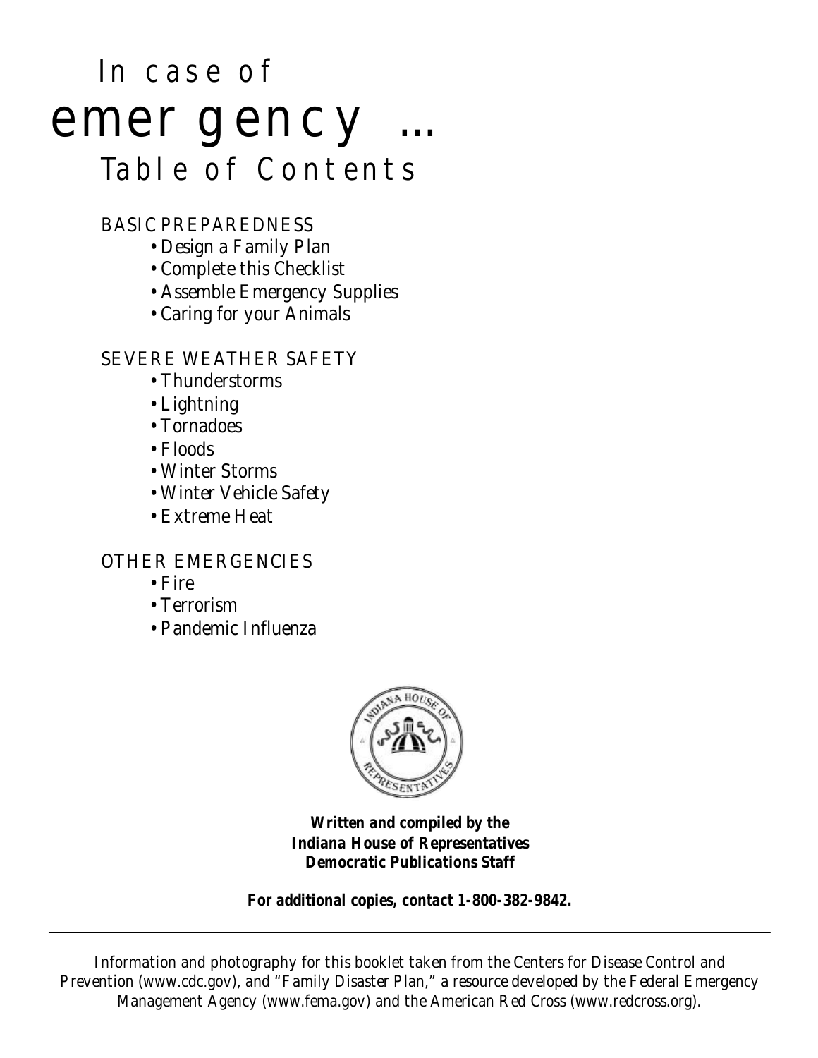# In case of emergency …

## Table of Contents

### BASIC PREPAREDNESS

- Design a Family Plan
- Complete this Checklist
- Assemble Emergency Supplies
- Caring for your Animals

### SEVERE WEATHER SAFETY

- Thunderstorms
- Lightning
- Tornadoes
- Floods
- Winter Storms
- Winter Vehicle Safety
- Extreme Heat

### OTHER EMERGENCIES

- Fire
- Terrorism
- Pandemic Influenza

***Written and compiled by the Indiana House of Representatives Democratic Publications Staff***

**For additional copies, contact 1-800-382-9842.**

---

Information and photography for this booklet taken from the Centers for Disease Control and Prevention (www.cdc.gov), and "Family Disaster Plan," a resource developed by the Federal Emergency Management Agency (www.fema.gov) and the American Red Cross (www.redcross.org).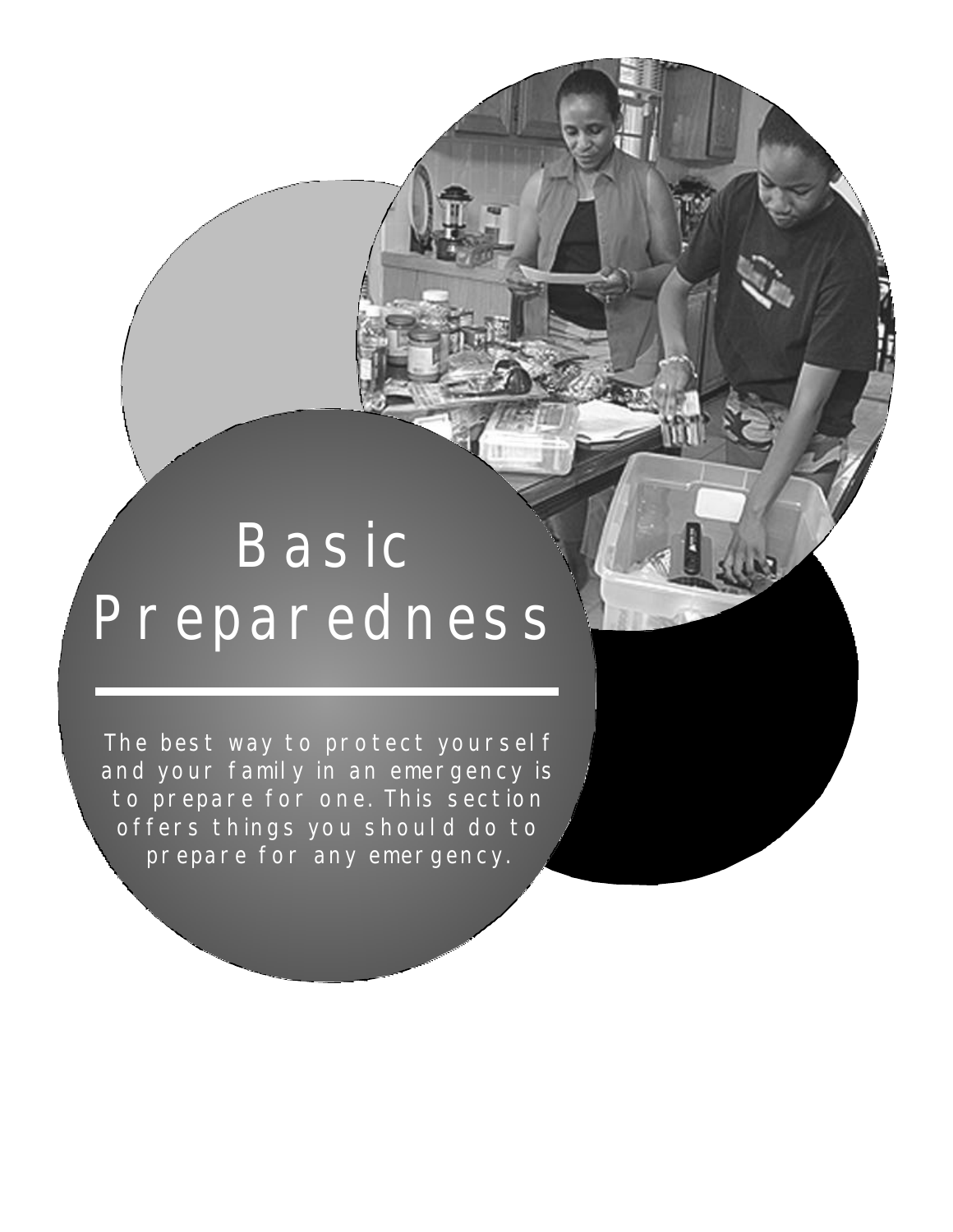# Basic Preparedness

The best way to protect yourself and your family in an emergency is to prepare for one. This section offers things you should do to prepare for any emergency.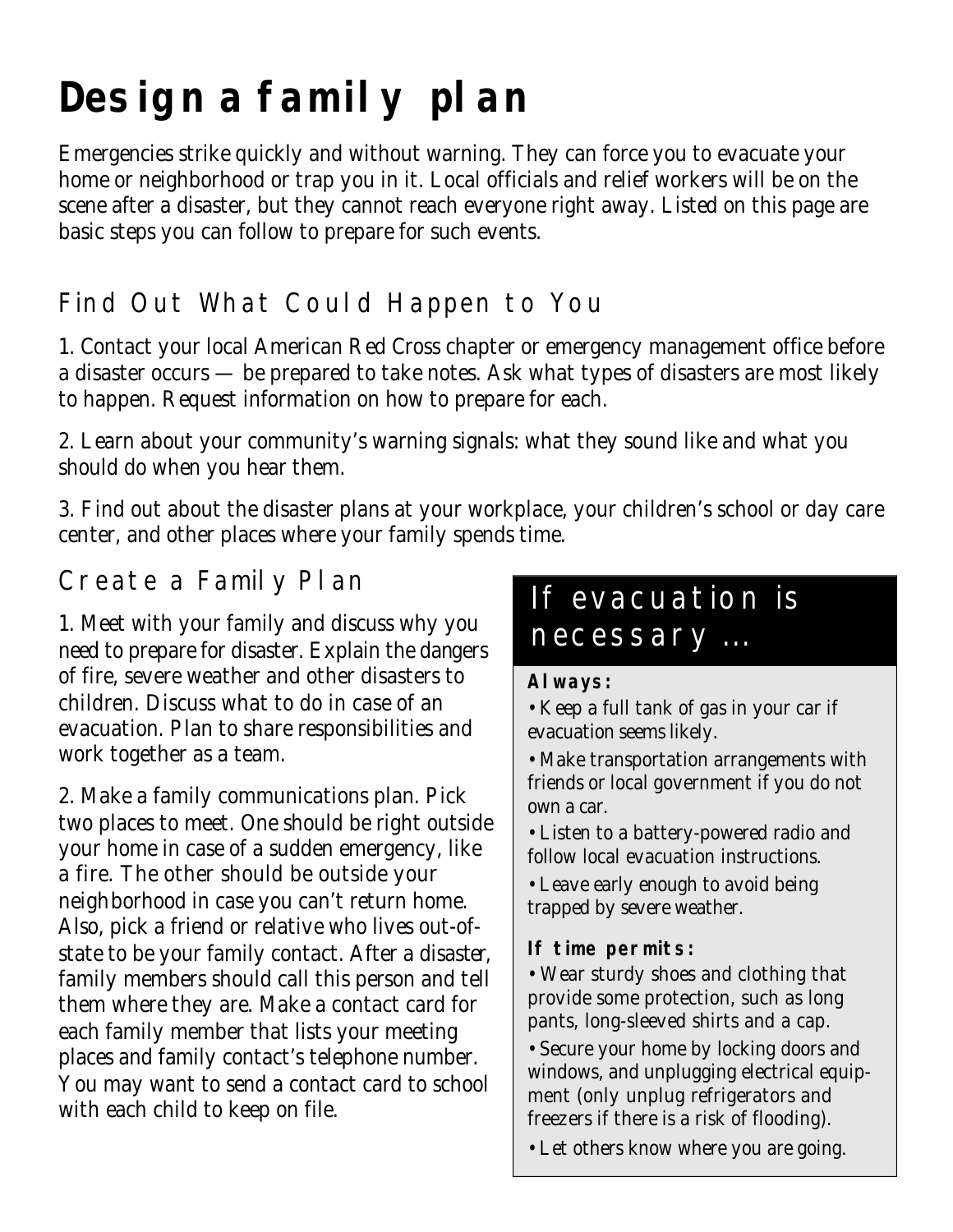# Design a family plan

Emergencies strike quickly and without warning. They can force you to evacuate your home or neighborhood or trap you in it. Local officials and relief workers will be on the scene after a disaster, but they cannot reach everyone right away. Listed on this page are basic steps you can follow to prepare for such events.

## Find Out What Could Happen to You

1. Contact your local American Red Cross chapter or emergency management office before a disaster occurs — be prepared to take notes. Ask what types of disasters are most likely to happen. Request information on how to prepare for each.

2. Learn about your community's warning signals: what they sound like and what you should do when you hear them.

3. Find out about the disaster plans at your workplace, your children's school or day care center, and other places where your family spends time.

## Create a Family Plan

1. Meet with your family and discuss why you need to prepare for disaster. Explain the dangers of fire, severe weather and other disasters to children. Discuss what to do in case of an evacuation. Plan to share responsibilities and work together as a team.

2. Make a family communications plan. Pick two places to meet. One should be right outside your home in case of a sudden emergency, like a fire. The other should be outside your neighborhood in case you can't return home. Also, pick a friend or relative who lives out-of-state to be your family contact. After a disaster, family members should call this person and tell them where they are. Make a contact card for each family member that lists your meeting places and family contact's telephone number. You may want to send a contact card to school with each child to keep on file.

## If evacuation is necessary …

**Always:**

- Keep a full tank of gas in your car if evacuation seems likely.
- Make transportation arrangements with friends or local government if you do not own a car.
- Listen to a battery-powered radio and follow local evacuation instructions.
- Leave early enough to avoid being trapped by severe weather.

**If time permits:**

- Wear sturdy shoes and clothing that provide some protection, such as long pants, long-sleeved shirts and a cap.
- Secure your home by locking doors and windows, and unplugging electrical equipment (only unplug refrigerators and freezers if there is a risk of flooding).
- Let others know where you are going.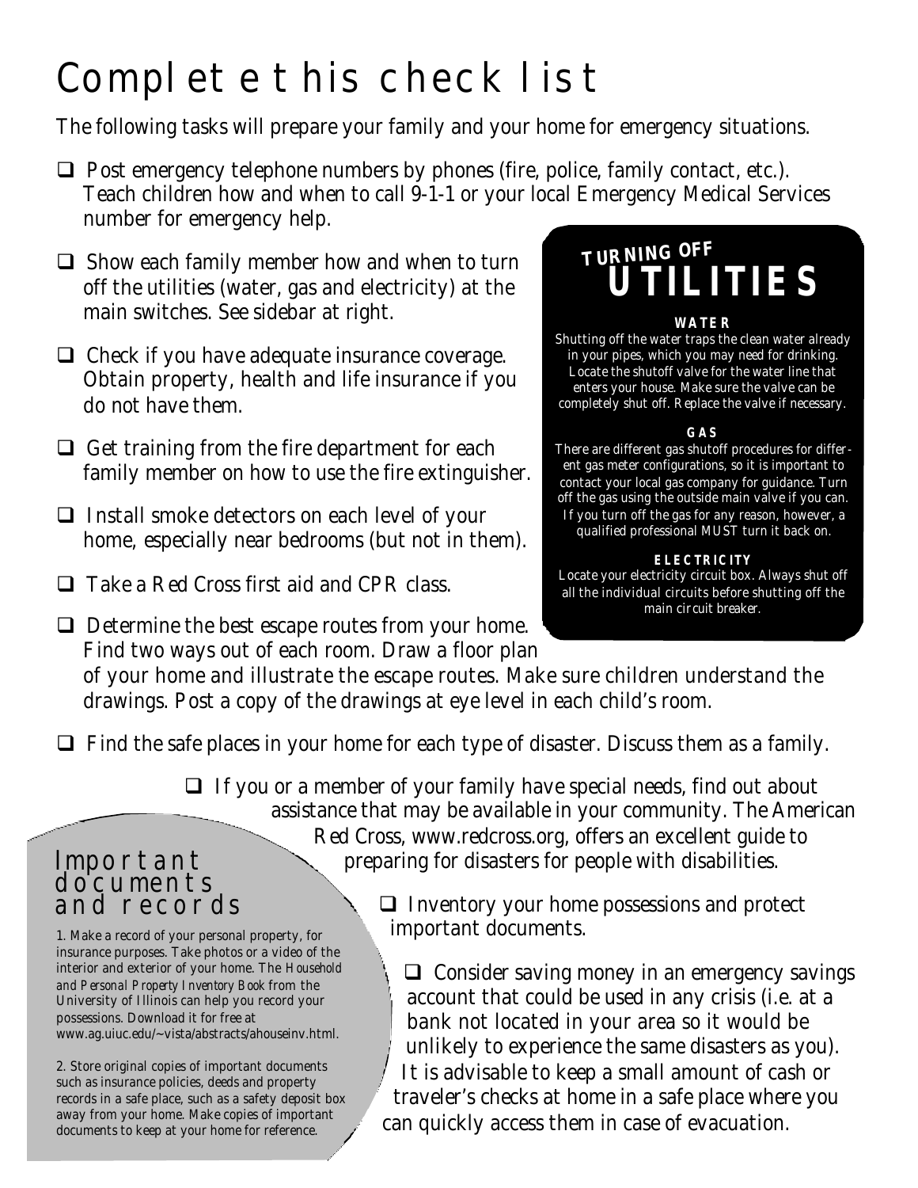# Complete this check list

The following tasks will prepare your family and your home for emergency situations.

- ❑ Post emergency telephone numbers by phones (fire, police, family contact, etc.). Teach children how and when to call 9-1-1 or your local Emergency Medical Services number for emergency help.
- ❑ Show each family member how and when to turn off the utilities (water, gas and electricity) at the main switches. See sidebar at right.
- ❑ Check if you have adequate insurance coverage. Obtain property, health and life insurance if you do not have them.
- ❑ Get training from the fire department for each family member on how to use the fire extinguisher.
- ❑ Install smoke detectors on each level of your home, especially near bedrooms (but not in them).
- ❑ Take a Red Cross first aid and CPR class.
- ❑ Determine the best escape routes from your home. Find two ways out of each room. Draw a floor plan of your home and illustrate the escape routes. Make sure children understand the drawings. Post a copy of the drawings at eye level in each child's room.
- ❑ Find the safe places in your home for each type of disaster. Discuss them as a family.
- ❑ If you or a member of your family have special needs, find out about assistance that may be available in your community. The American Red Cross, www.redcross.org, offers an excellent guide to preparing for disasters for people with disabilities.
- ❑ Inventory your home possessions and protect important documents.
- ❑ Consider saving money in an emergency savings account that could be used in any crisis (i.e. at a bank not located in your area so it would be unlikely to experience the same disasters as you). It is advisable to keep a small amount of cash or traveler's checks at home in a safe place where you can quickly access them in case of evacuation.

## TURNING OFF UTILITIES

**WATER**

Shutting off the water traps the clean water already in your pipes, which you may need for drinking. Locate the shutoff valve for the water line that enters your house. Make sure the valve can be completely shut off. Replace the valve if necessary.

**GAS**

There are different gas shutoff procedures for different gas meter configurations, so it is important to contact your local gas company for guidance. Turn off the gas using the outside main valve if you can. If you turn off the gas for any reason, however, a qualified professional MUST turn it back on.

**ELECTRICITY**

Locate your electricity circuit box. Always shut off all the individual circuits before shutting off the main circuit breaker.

## Important documents and records

1. Make a record of your personal property, for insurance purposes. Take photos or a video of the interior and exterior of your home. The *Household and Personal Property Inventory Book* from the University of Illinois can help you record your possessions. Download it for free at www.ag.uiuc.edu/~vista/abstracts/ahouseinv.html.

2. Store original copies of important documents such as insurance policies, deeds and property records in a safe place, such as a safety deposit box away from your home. Make copies of important documents to keep at your home for reference.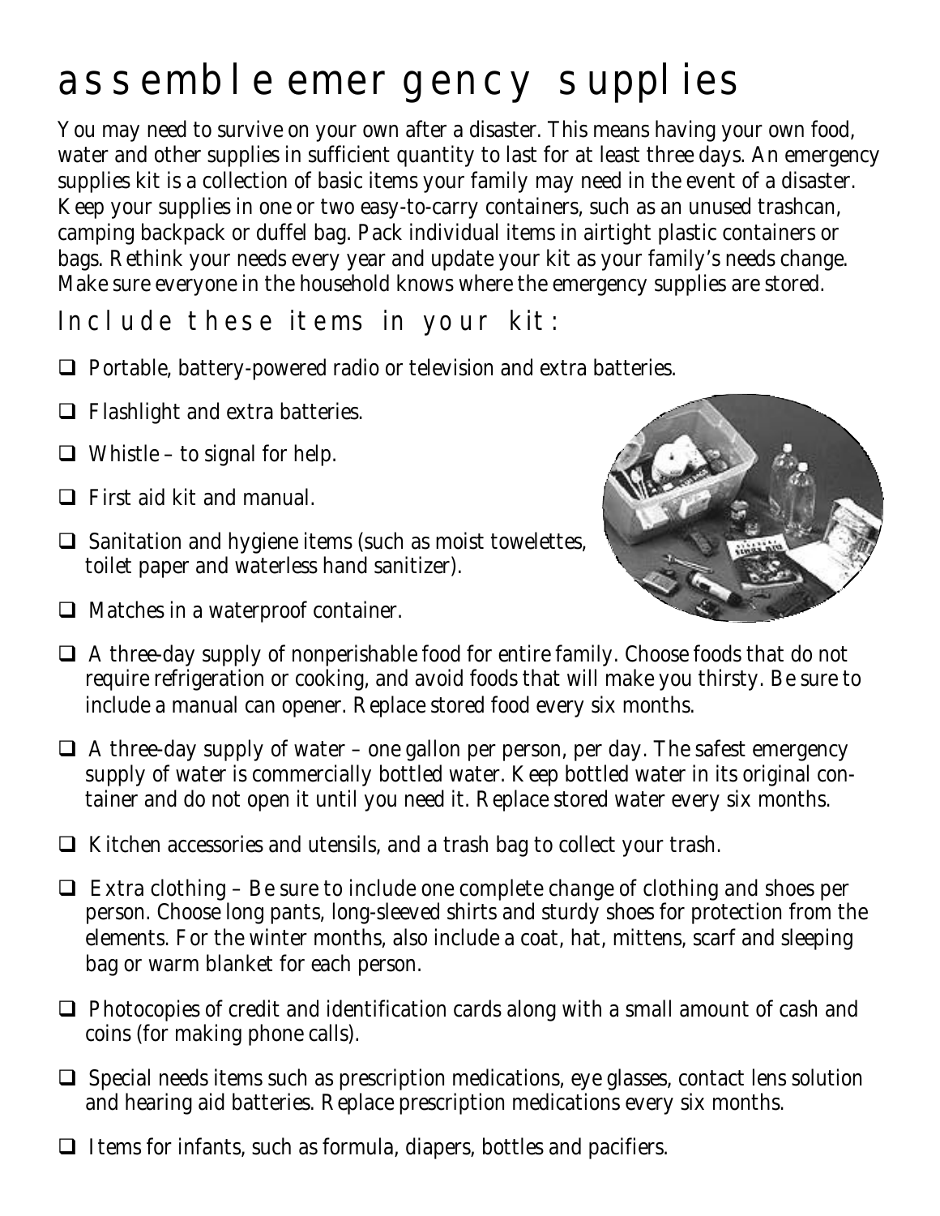# assemble emergency supplies

You may need to survive on your own after a disaster. This means having your own food, water and other supplies in sufficient quantity to last for at least three days. An emergency supplies kit is a collection of basic items your family may need in the event of a disaster. Keep your supplies in one or two easy-to-carry containers, such as an unused trashcan, camping backpack or duffel bag. Pack individual items in airtight plastic containers or bags. Rethink your needs every year and update your kit as your family's needs change. Make sure everyone in the household knows where the emergency supplies are stored.

## Include these items in your kit:

- [ ] Portable, battery-powered radio or television and extra batteries.
- [ ] Flashlight and extra batteries.
- [ ] Whistle – to signal for help.
- [ ] First aid kit and manual.
- [ ] Sanitation and hygiene items (such as moist towelettes, toilet paper and waterless hand sanitizer).
- [ ] Matches in a waterproof container.
- [ ] A three-day supply of nonperishable food for entire family. Choose foods that do not require refrigeration or cooking, and avoid foods that will make you thirsty. Be sure to include a manual can opener. Replace stored food every six months.
- [ ] A three-day supply of water – one gallon per person, per day. The safest emergency supply of water is commercially bottled water. Keep bottled water in its original container and do not open it until you need it. Replace stored water every six months.
- [ ] Kitchen accessories and utensils, and a trash bag to collect your trash.
- [ ] Extra clothing – Be sure to include one complete change of clothing and shoes per person. Choose long pants, long-sleeved shirts and sturdy shoes for protection from the elements. For the winter months, also include a coat, hat, mittens, scarf and sleeping bag or warm blanket for each person.
- [ ] Photocopies of credit and identification cards along with a small amount of cash and coins (for making phone calls).
- [ ] Special needs items such as prescription medications, eye glasses, contact lens solution and hearing aid batteries. Replace prescription medications every six months.
- [ ] Items for infants, such as formula, diapers, bottles and pacifiers.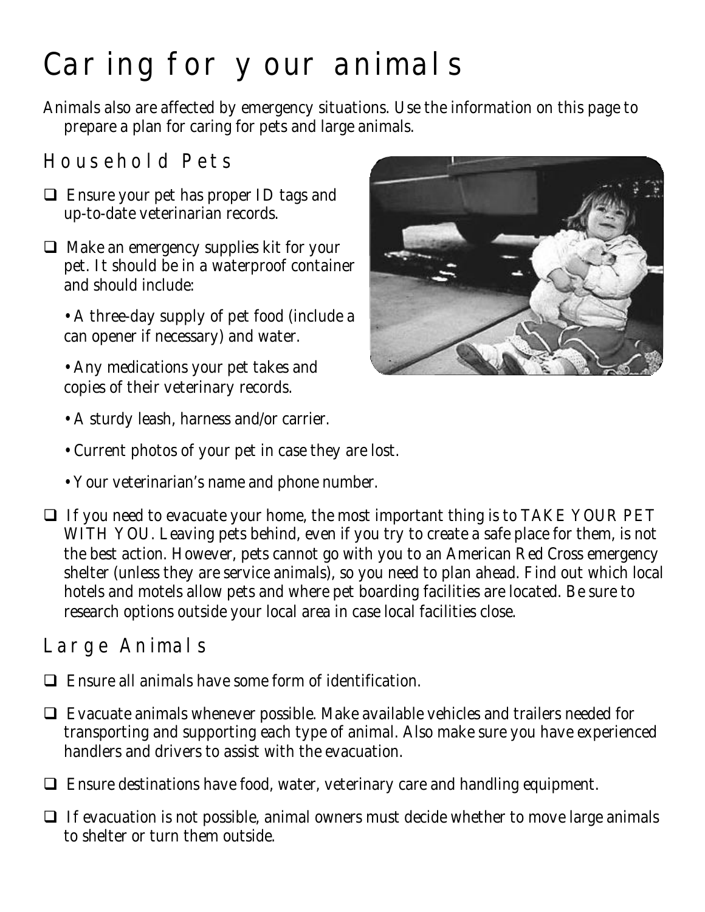# Caring for your animals

Animals also are affected by emergency situations. Use the information on this page to prepare a plan for caring for pets and large animals.

## Household Pets

- ❑ Ensure your pet has proper ID tags and up-to-date veterinarian records.
- ❑ Make an emergency supplies kit for your pet. It should be in a waterproof container and should include:
  - A three-day supply of pet food (include a can opener if necessary) and water.
  - Any medications your pet takes and copies of their veterinary records.
  - A sturdy leash, harness and/or carrier.
  - Current photos of your pet in case they are lost.
  - Your veterinarian's name and phone number.
- ❑ If you need to evacuate your home, the most important thing is to TAKE YOUR PET WITH YOU. Leaving pets behind, even if you try to create a safe place for them, is not the best action. However, pets cannot go with you to an American Red Cross emergency shelter (unless they are service animals), so you need to plan ahead. Find out which local hotels and motels allow pets and where pet boarding facilities are located. Be sure to research options outside your local area in case local facilities close.

## Large Animals

- ❑ Ensure all animals have some form of identification.
- ❑ Evacuate animals whenever possible. Make available vehicles and trailers needed for transporting and supporting each type of animal. Also make sure you have experienced handlers and drivers to assist with the evacuation.
- ❑ Ensure destinations have food, water, veterinary care and handling equipment.
- ❑ If evacuation is not possible, animal owners must decide whether to move large animals to shelter or turn them outside.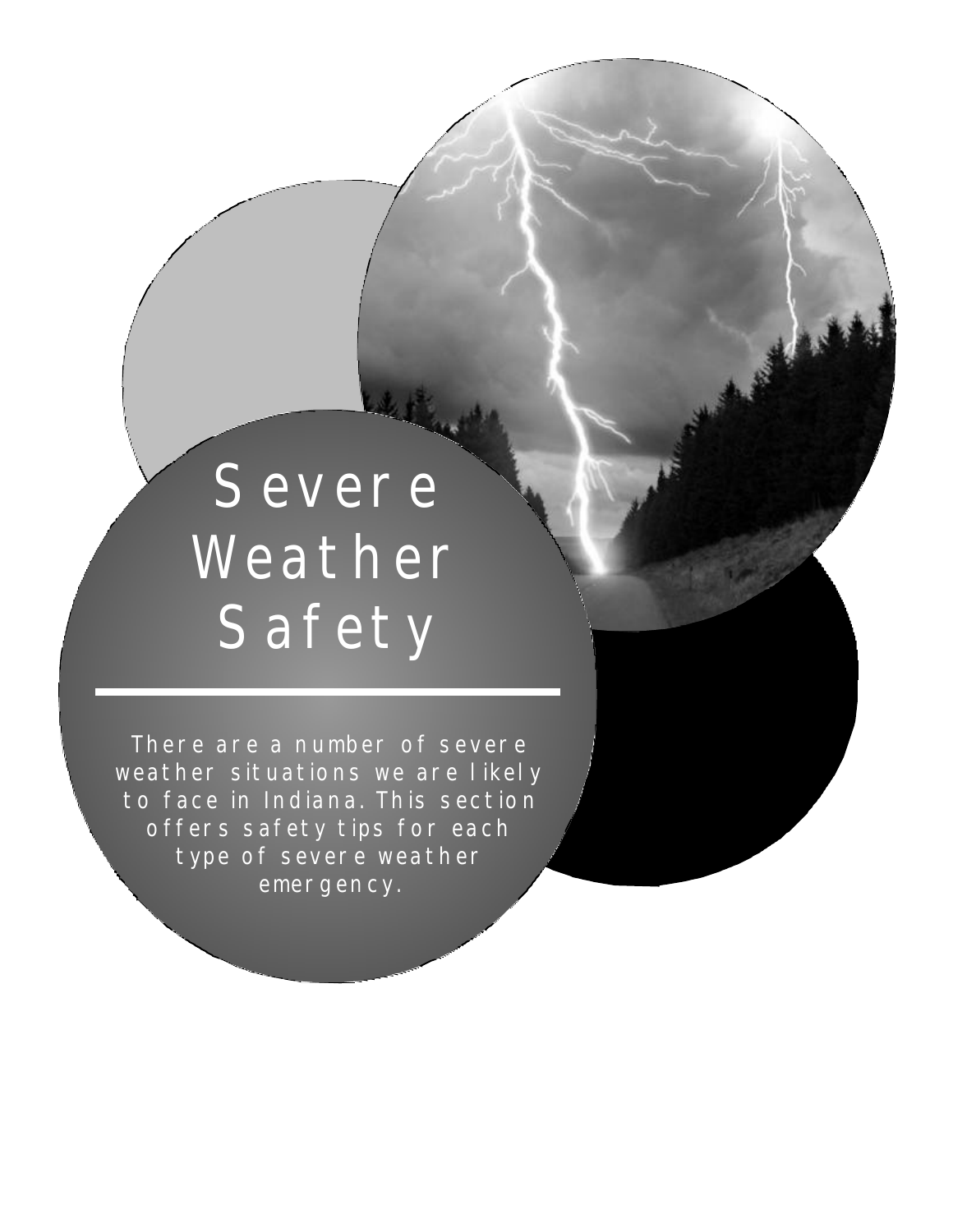# Severe Weather Safety

There are a number of severe weather situations we are likely to face in Indiana. This section offers safety tips for each type of severe weather emergency.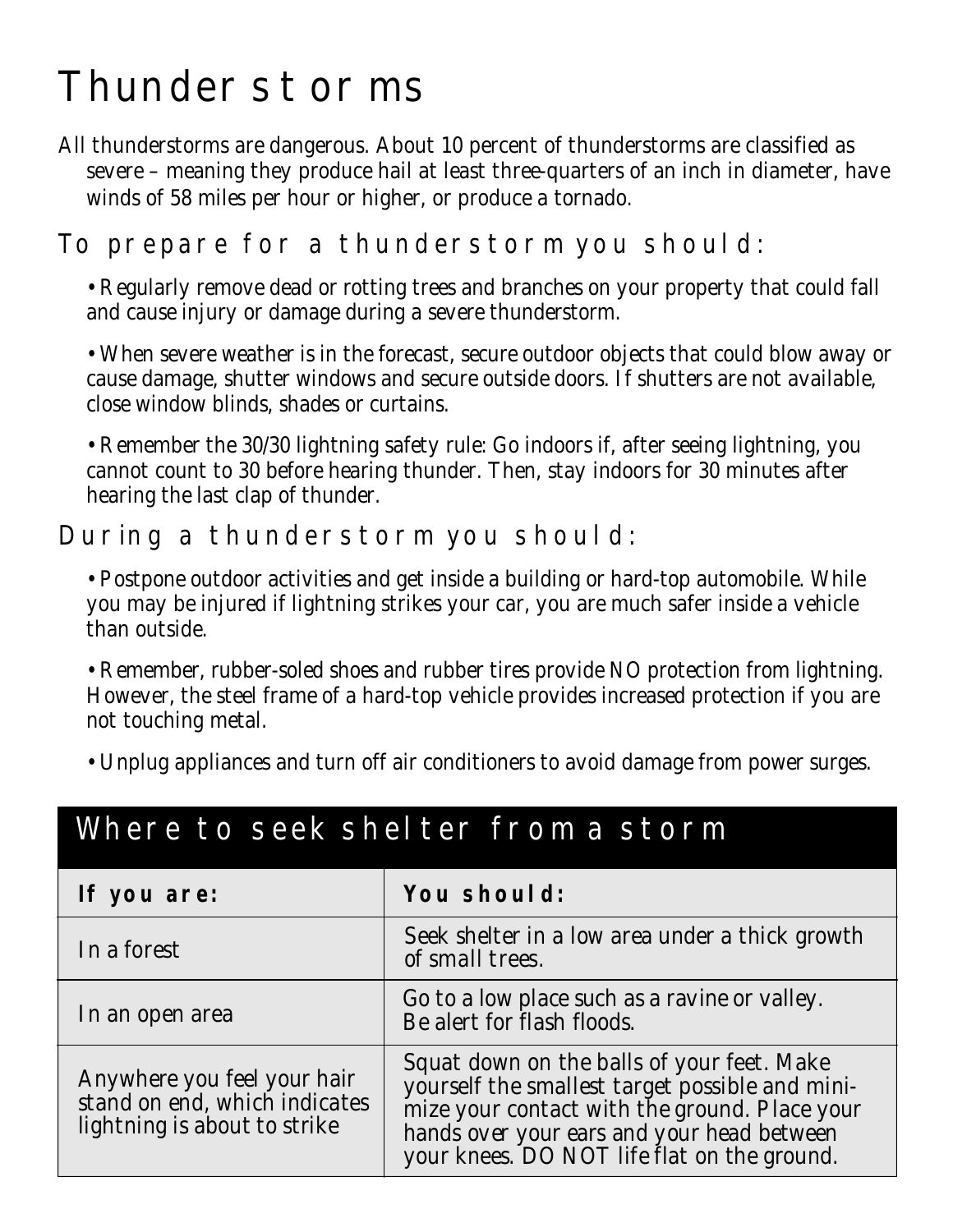# Thunderstorms

All thunderstorms are dangerous. About 10 percent of thunderstorms are classified as severe – meaning they produce hail at least three-quarters of an inch in diameter, have winds of 58 miles per hour or higher, or produce a tornado.

## To prepare for a thunderstorm you should:

• Regularly remove dead or rotting trees and branches on your property that could fall and cause injury or damage during a severe thunderstorm.

• When severe weather is in the forecast, secure outdoor objects that could blow away or cause damage, shutter windows and secure outside doors. If shutters are not available, close window blinds, shades or curtains.

• Remember the 30/30 lightning safety rule: Go indoors if, after seeing lightning, you cannot count to 30 before hearing thunder. Then, stay indoors for 30 minutes after hearing the last clap of thunder.

## During a thunderstorm you should:

• Postpone outdoor activities and get inside a building or hard-top automobile. While you may be injured if lightning strikes your car, you are much safer inside a vehicle than outside.

• Remember, rubber-soled shoes and rubber tires provide NO protection from lightning. However, the steel frame of a hard-top vehicle provides increased protection if you are not touching metal.

• Unplug appliances and turn off air conditioners to avoid damage from power surges.

## Where to seek shelter from a storm

| **If you are:** | **You should:** |
|---|---|
| In a forest | Seek shelter in a low area under a thick growth of small trees. |
| In an open area | Go to a low place such as a ravine or valley. Be alert for flash floods. |
| Anywhere you feel your hair stand on end, which indicates lightning is about to strike | Squat down on the balls of your feet. Make yourself the smallest target possible and minimize your contact with the ground. Place your hands over your ears and your head between your knees. DO NOT life flat on the ground. |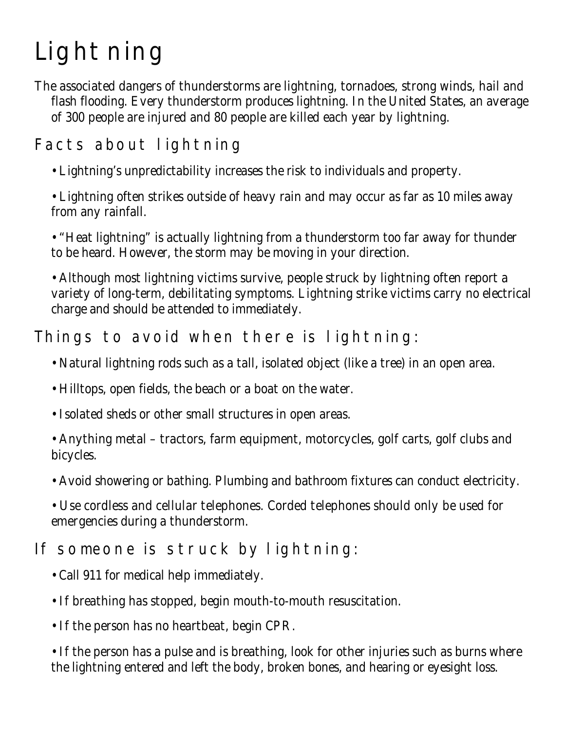# Lightning

The associated dangers of thunderstorms are lightning, tornadoes, strong winds, hail and flash flooding. Every thunderstorm produces lightning. In the United States, an average of 300 people are injured and 80 people are killed each year by lightning.

## Facts about lightning

- Lightning's unpredictability increases the risk to individuals and property.
- Lightning often strikes outside of heavy rain and may occur as far as 10 miles away from any rainfall.
- "Heat lightning" is actually lightning from a thunderstorm too far away for thunder to be heard. However, the storm may be moving in your direction.
- Although most lightning victims survive, people struck by lightning often report a variety of long-term, debilitating symptoms. Lightning strike victims carry no electrical charge and should be attended to immediately.

## Things to avoid when there is lightning:

- Natural lightning rods such as a tall, isolated object (like a tree) in an open area.
- Hilltops, open fields, the beach or a boat on the water.
- Isolated sheds or other small structures in open areas.
- Anything metal – tractors, farm equipment, motorcycles, golf carts, golf clubs and bicycles.
- Avoid showering or bathing. Plumbing and bathroom fixtures can conduct electricity.
- Use cordless and cellular telephones. Corded telephones should only be used for emergencies during a thunderstorm.

## If someone is struck by lightning:

- Call 911 for medical help immediately.
- If breathing has stopped, begin mouth-to-mouth resuscitation.
- If the person has no heartbeat, begin CPR.
- If the person has a pulse and is breathing, look for other injuries such as burns where the lightning entered and left the body, broken bones, and hearing or eyesight loss.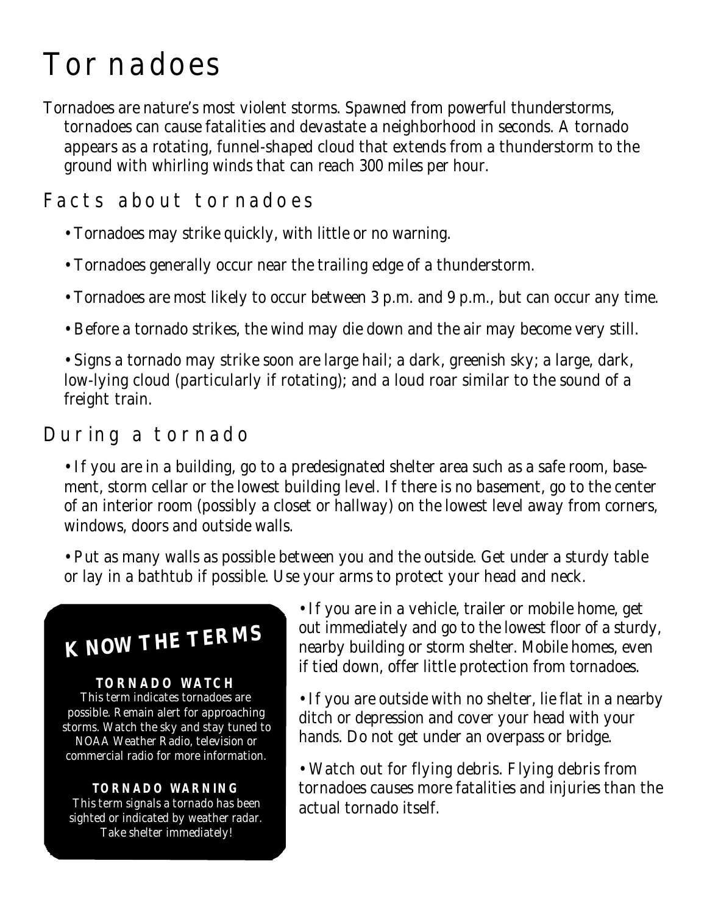# Tornadoes

Tornadoes are nature's most violent storms. Spawned from powerful thunderstorms, tornadoes can cause fatalities and devastate a neighborhood in seconds. A tornado appears as a rotating, funnel-shaped cloud that extends from a thunderstorm to the ground with whirling winds that can reach 300 miles per hour.

## Facts about tornadoes

- Tornadoes may strike quickly, with little or no warning.
- Tornadoes generally occur near the trailing edge of a thunderstorm.
- Tornadoes are most likely to occur between 3 p.m. and 9 p.m., but can occur any time.
- Before a tornado strikes, the wind may die down and the air may become very still.
- Signs a tornado may strike soon are large hail; a dark, greenish sky; a large, dark, low-lying cloud (particularly if rotating); and a loud roar similar to the sound of a freight train.

## During a tornado

- If you are in a building, go to a predesignated shelter area such as a safe room, basement, storm cellar or the lowest building level. If there is no basement, go to the center of an interior room (possibly a closet or hallway) on the lowest level away from corners, windows, doors and outside walls.
- Put as many walls as possible between you and the outside. Get under a sturdy table or lay in a bathtub if possible. Use your arms to protect your head and neck.
- If you are in a vehicle, trailer or mobile home, get out immediately and go to the lowest floor of a sturdy, nearby building or storm shelter. Mobile homes, even if tied down, offer little protection from tornadoes.
- If you are outside with no shelter, lie flat in a nearby ditch or depression and cover your head with your hands. Do not get under an overpass or bridge.
- Watch out for flying debris. Flying debris from tornadoes causes more fatalities and injuries than the actual tornado itself.

### KNOW THE TERMS

**TORNADO WATCH**
This term indicates tornadoes are possible. Remain alert for approaching storms. Watch the sky and stay tuned to NOAA Weather Radio, television or commercial radio for more information.

**TORNADO WARNING**
This term signals a tornado has been sighted or indicated by weather radar. Take shelter immediately!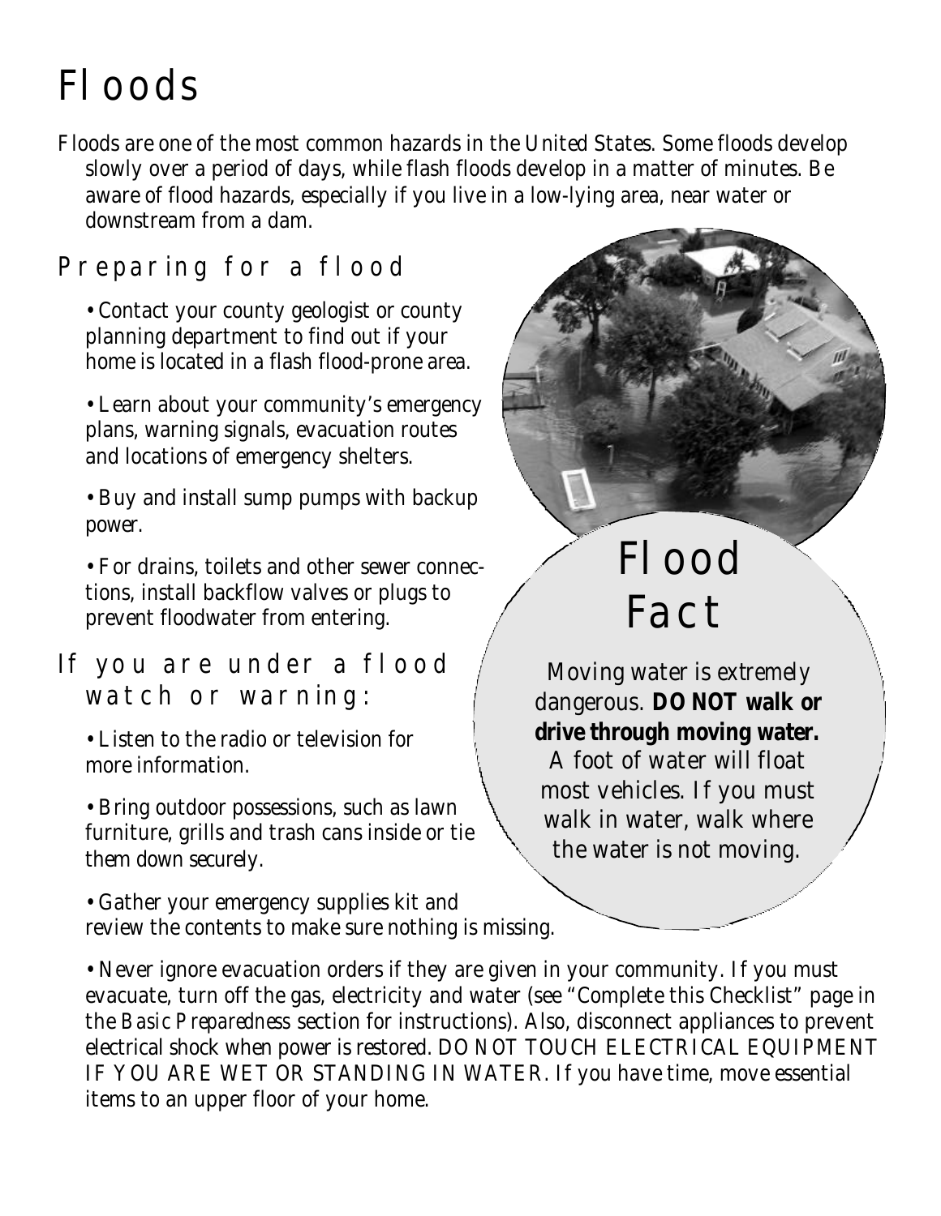# Floods

Floods are one of the most common hazards in the United States. Some floods develop slowly over a period of days, while flash floods develop in a matter of minutes. Be aware of flood hazards, especially if you live in a low-lying area, near water or downstream from a dam.

## Preparing for a flood

- Contact your county geologist or county planning department to find out if your home is located in a flash flood-prone area.
- Learn about your community's emergency plans, warning signals, evacuation routes and locations of emergency shelters.
- Buy and install sump pumps with backup power.
- For drains, toilets and other sewer connections, install backflow valves or plugs to prevent floodwater from entering.

## If you are under a flood watch or warning:

- Listen to the radio or television for more information.
- Bring outdoor possessions, such as lawn furniture, grills and trash cans inside or tie them down securely.
- Gather your emergency supplies kit and review the contents to make sure nothing is missing.
- Never ignore evacuation orders if they are given in your community. If you must evacuate, turn off the gas, electricity and water (see "Complete this Checklist" page in the *Basic Preparedness* section for instructions). Also, disconnect appliances to prevent electrical shock when power is restored. DO NOT TOUCH ELECTRICAL EQUIPMENT IF YOU ARE WET OR STANDING IN WATER. If you have time, move essential items to an upper floor of your home.

## Flood Fact

Moving water is extremely dangerous. **DO NOT walk or drive through moving water.** A foot of water will float most vehicles. If you must walk in water, walk where the water is not moving.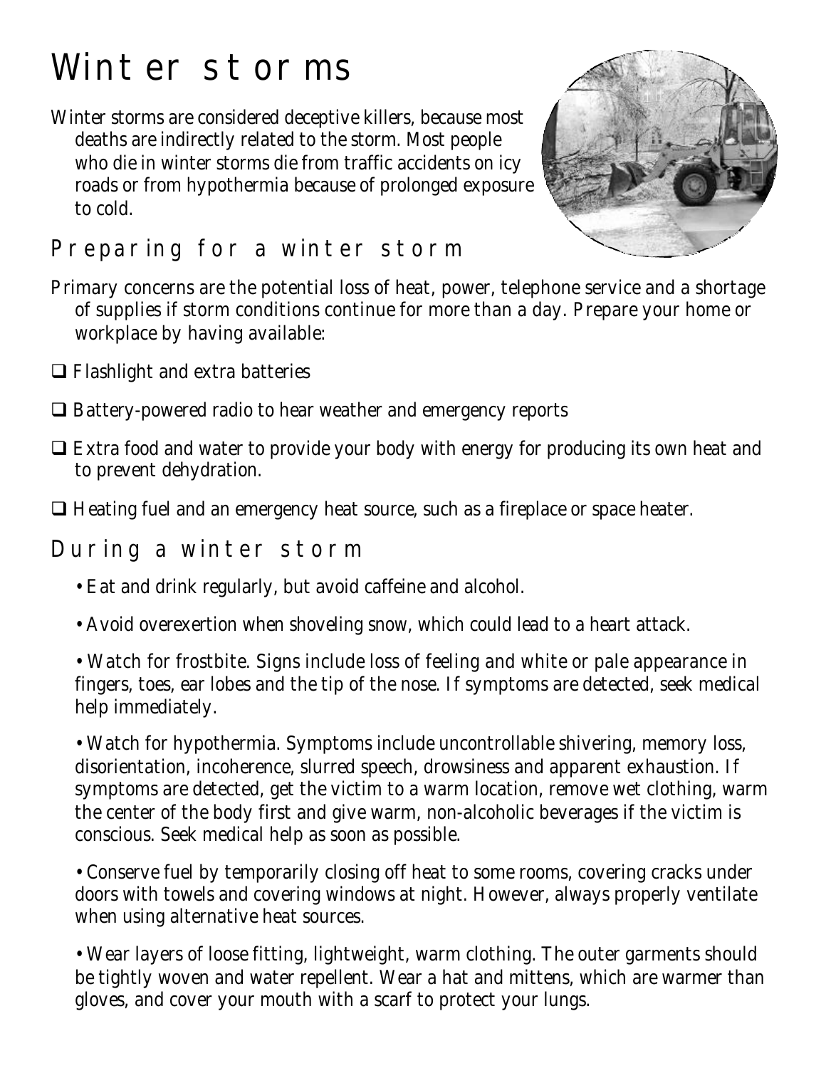# Winter storms

Winter storms are considered deceptive killers, because most deaths are indirectly related to the storm. Most people who die in winter storms die from traffic accidents on icy roads or from hypothermia because of prolonged exposure to cold.

## Preparing for a winter storm

Primary concerns are the potential loss of heat, power, telephone service and a shortage of supplies if storm conditions continue for more than a day. Prepare your home or workplace by having available:

- ❑ Flashlight and extra batteries
- ❑ Battery-powered radio to hear weather and emergency reports
- ❑ Extra food and water to provide your body with energy for producing its own heat and to prevent dehydration.
- ❑ Heating fuel and an emergency heat source, such as a fireplace or space heater.

## During a winter storm

- Eat and drink regularly, but avoid caffeine and alcohol.
- Avoid overexertion when shoveling snow, which could lead to a heart attack.
- Watch for frostbite. Signs include loss of feeling and white or pale appearance in fingers, toes, ear lobes and the tip of the nose. If symptoms are detected, seek medical help immediately.
- Watch for hypothermia. Symptoms include uncontrollable shivering, memory loss, disorientation, incoherence, slurred speech, drowsiness and apparent exhaustion. If symptoms are detected, get the victim to a warm location, remove wet clothing, warm the center of the body first and give warm, non-alcoholic beverages if the victim is conscious. Seek medical help as soon as possible.
- Conserve fuel by temporarily closing off heat to some rooms, covering cracks under doors with towels and covering windows at night. However, always properly ventilate when using alternative heat sources.
- Wear layers of loose fitting, lightweight, warm clothing. The outer garments should be tightly woven and water repellent. Wear a hat and mittens, which are warmer than gloves, and cover your mouth with a scarf to protect your lungs.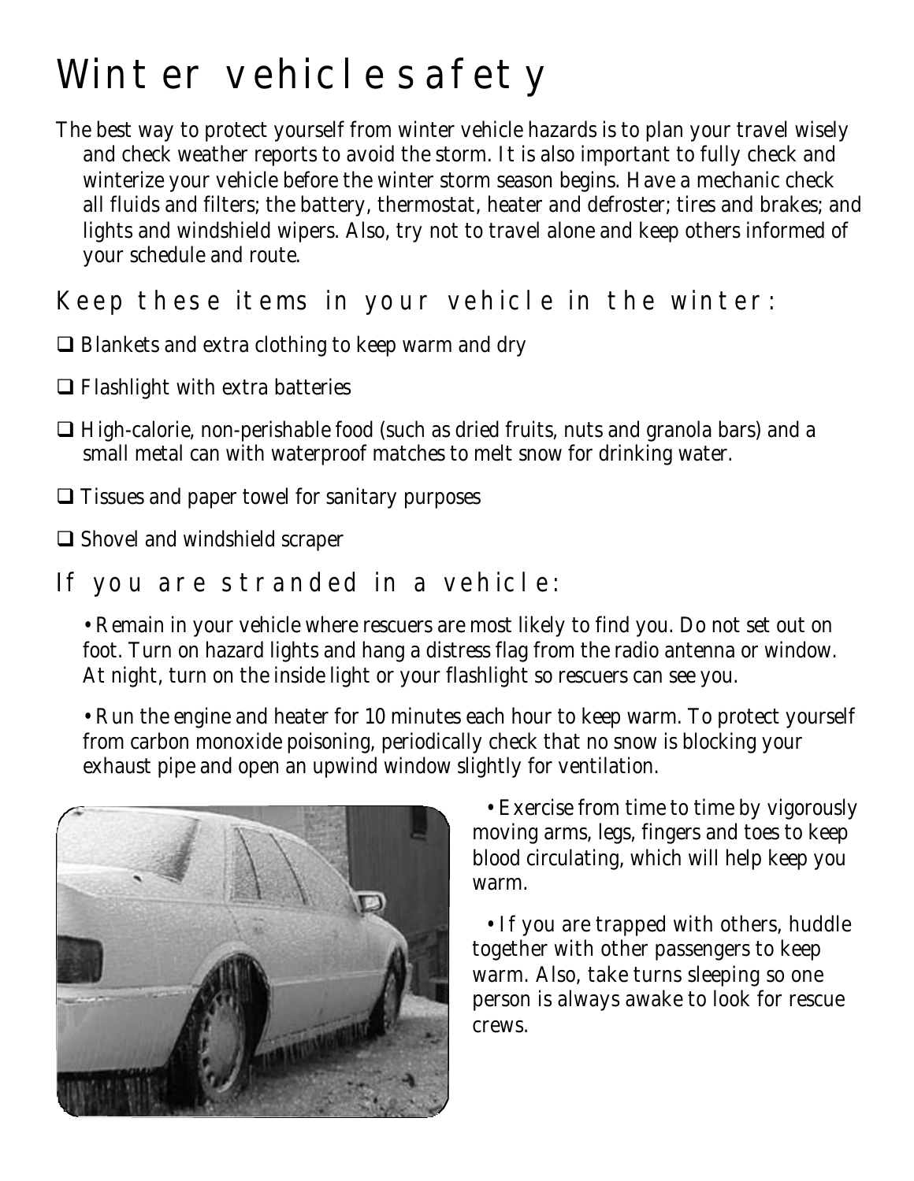# Winter vehicle safety

The best way to protect yourself from winter vehicle hazards is to plan your travel wisely and check weather reports to avoid the storm. It is also important to fully check and winterize your vehicle before the winter storm season begins. Have a mechanic check all fluids and filters; the battery, thermostat, heater and defroster; tires and brakes; and lights and windshield wipers. Also, try not to travel alone and keep others informed of your schedule and route.

## Keep these items in your vehicle in the winter:

- ❑ Blankets and extra clothing to keep warm and dry
- ❑ Flashlight with extra batteries
- ❑ High-calorie, non-perishable food (such as dried fruits, nuts and granola bars) and a small metal can with waterproof matches to melt snow for drinking water.
- ❑ Tissues and paper towel for sanitary purposes
- ❑ Shovel and windshield scraper

## If you are stranded in a vehicle:

- Remain in your vehicle where rescuers are most likely to find you. Do not set out on foot. Turn on hazard lights and hang a distress flag from the radio antenna or window. At night, turn on the inside light or your flashlight so rescuers can see you.

- Run the engine and heater for 10 minutes each hour to keep warm. To protect yourself from carbon monoxide poisoning, periodically check that no snow is blocking your exhaust pipe and open an upwind window slightly for ventilation.

- Exercise from time to time by vigorously moving arms, legs, fingers and toes to keep blood circulating, which will help keep you warm.

- If you are trapped with others, huddle together with other passengers to keep warm. Also, take turns sleeping so one person is always awake to look for rescue crews.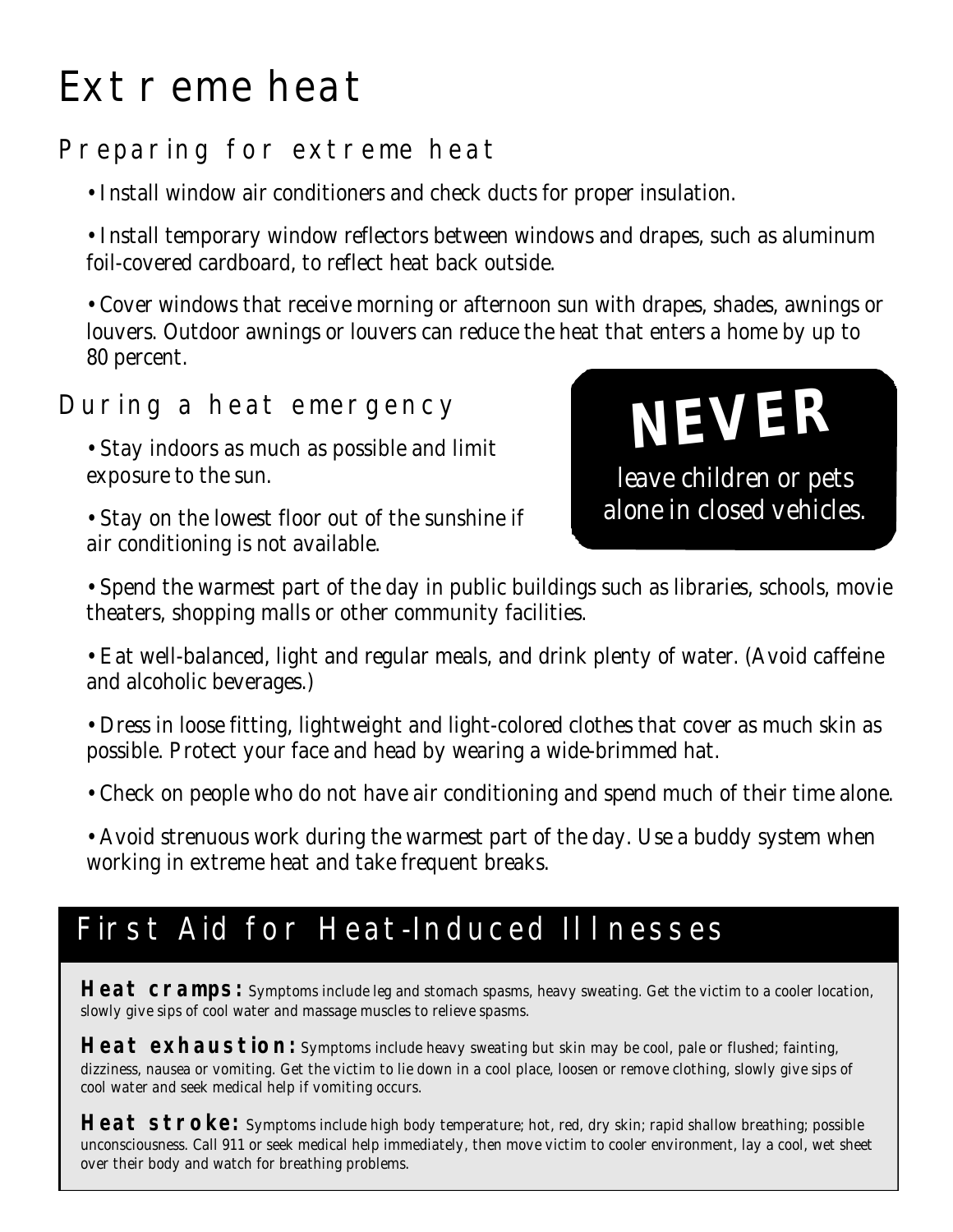# Extreme heat

## Preparing for extreme heat

- Install window air conditioners and check ducts for proper insulation.
- Install temporary window reflectors between windows and drapes, such as aluminum foil-covered cardboard, to reflect heat back outside.
- Cover windows that receive morning or afternoon sun with drapes, shades, awnings or louvers. Outdoor awnings or louvers can reduce the heat that enters a home by up to 80 percent.

## During a heat emergency

- Stay indoors as much as possible and limit exposure to the sun.
- Stay on the lowest floor out of the sunshine if air conditioning is not available.
- Spend the warmest part of the day in public buildings such as libraries, schools, movie theaters, shopping malls or other community facilities.
- Eat well-balanced, light and regular meals, and drink plenty of water. (Avoid caffeine and alcoholic beverages.)
- Dress in loose fitting, lightweight and light-colored clothes that cover as much skin as possible. Protect your face and head by wearing a wide-brimmed hat.
- Check on people who do not have air conditioning and spend much of their time alone.
- Avoid strenuous work during the warmest part of the day. Use a buddy system when working in extreme heat and take frequent breaks.

**NEVER** leave children or pets alone in closed vehicles.

## First Aid for Heat-Induced Illnesses

**Heat cramps:** Symptoms include leg and stomach spasms, heavy sweating. Get the victim to a cooler location, slowly give sips of cool water and massage muscles to relieve spasms.

**Heat exhaustion:** Symptoms include heavy sweating but skin may be cool, pale or flushed; fainting, dizziness, nausea or vomiting. Get the victim to lie down in a cool place, loosen or remove clothing, slowly give sips of cool water and seek medical help if vomiting occurs.

**Heat stroke:** Symptoms include high body temperature; hot, red, dry skin; rapid shallow breathing; possible unconsciousness. Call 911 or seek medical help immediately, then move victim to cooler environment, lay a cool, wet sheet over their body and watch for breathing problems.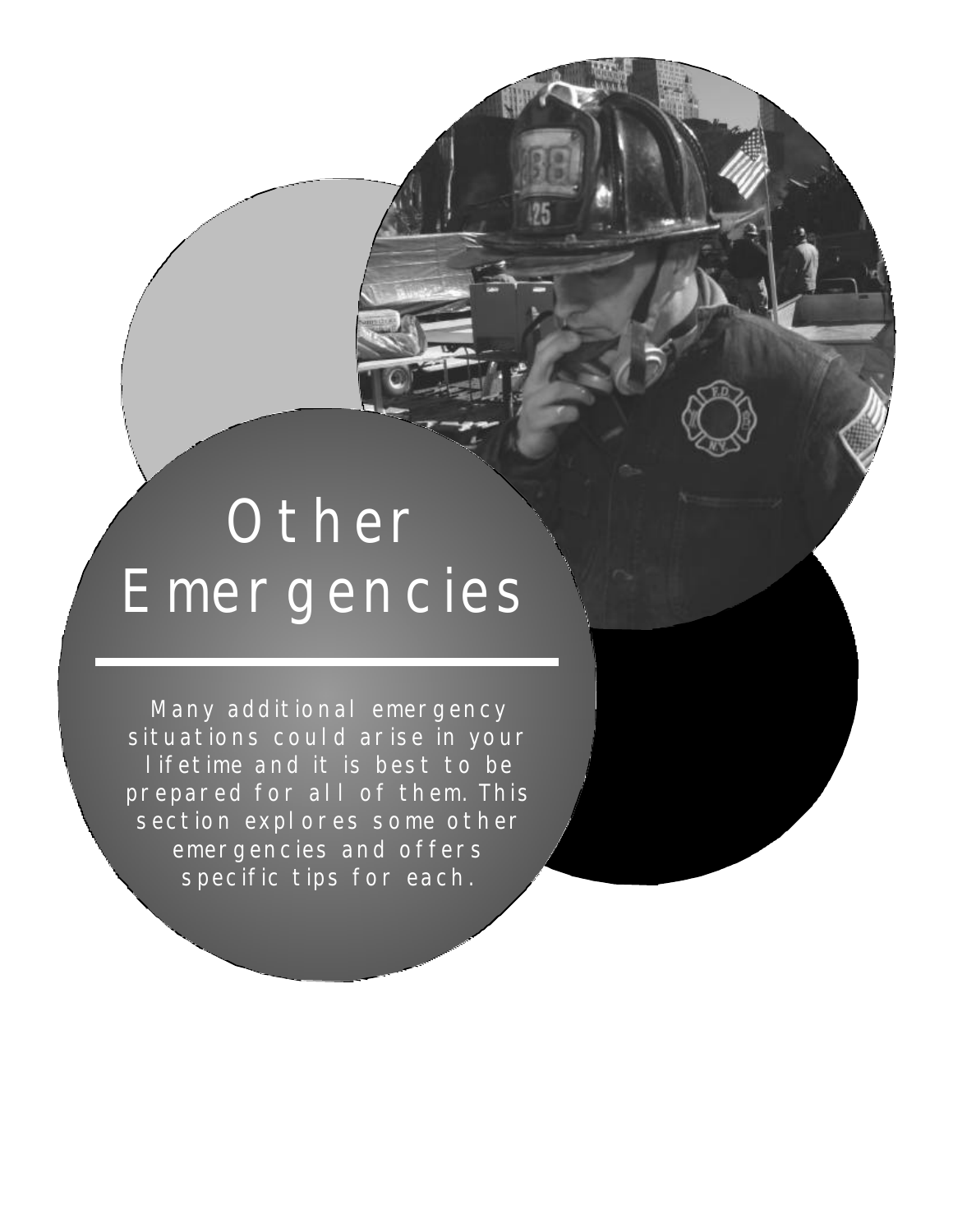# Other Emergencies

Many additional emergency situations could arise in your lifetime and it is best to be prepared for all of them. This section explores some other emergencies and offers specific tips for each.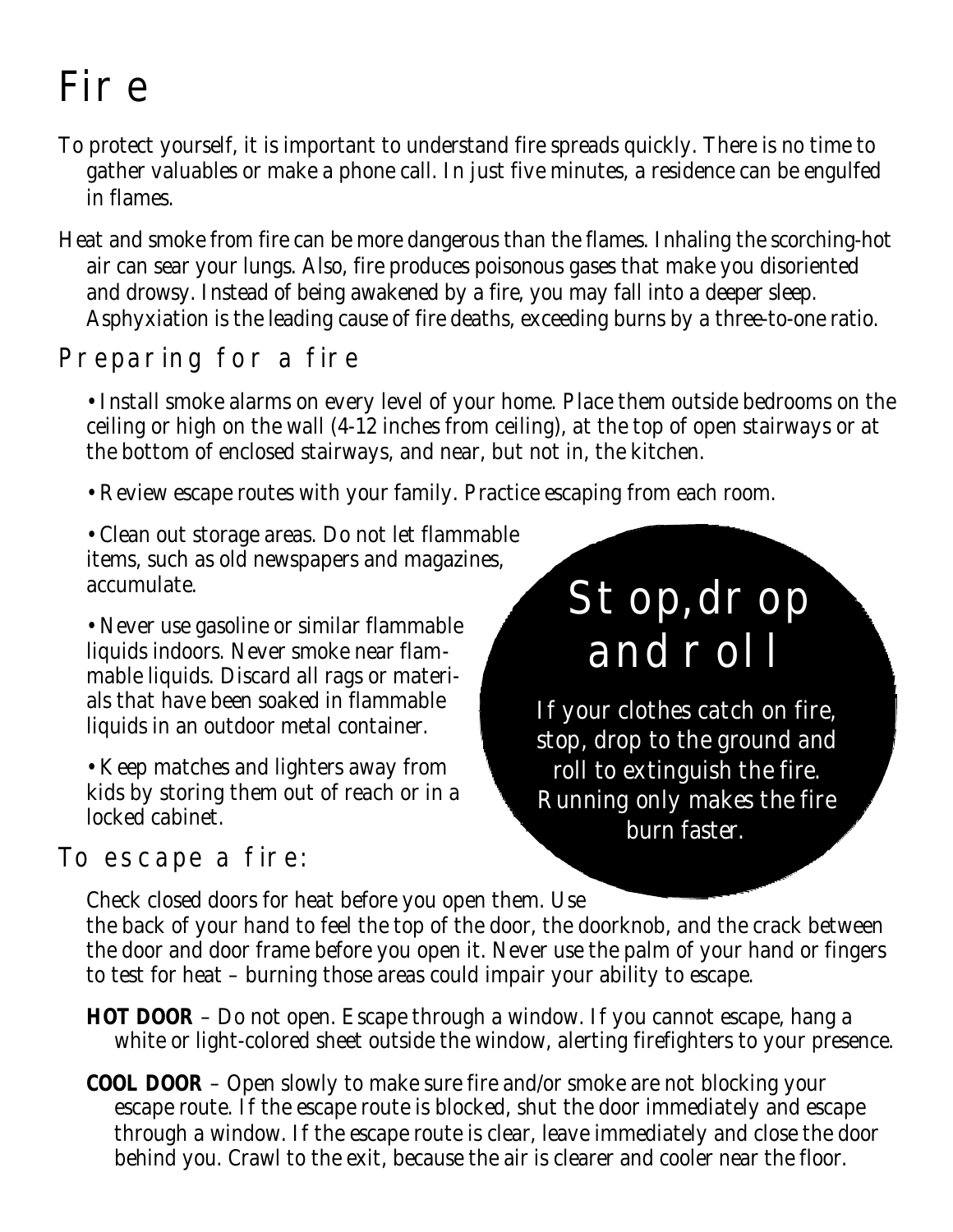# Fire

To protect yourself, it is important to understand fire spreads quickly. There is no time to gather valuables or make a phone call. In just five minutes, a residence can be engulfed in flames.

Heat and smoke from fire can be more dangerous than the flames. Inhaling the scorching-hot air can sear your lungs. Also, fire produces poisonous gases that make you disoriented and drowsy. Instead of being awakened by a fire, you may fall into a deeper sleep. Asphyxiation is the leading cause of fire deaths, exceeding burns by a three-to-one ratio.

## Preparing for a fire

- Install smoke alarms on every level of your home. Place them outside bedrooms on the ceiling or high on the wall (4-12 inches from ceiling), at the top of open stairways or at the bottom of enclosed stairways, and near, but not in, the kitchen.
- Review escape routes with your family. Practice escaping from each room.
- Clean out storage areas. Do not let flammable items, such as old newspapers and magazines, accumulate.
- Never use gasoline or similar flammable liquids indoors. Never smoke near flammable liquids. Discard all rags or materials that have been soaked in flammable liquids in an outdoor metal container.
- Keep matches and lighters away from kids by storing them out of reach or in a locked cabinet.

## Stop, drop and roll

If your clothes catch on fire, stop, drop to the ground and roll to extinguish the fire. Running only makes the fire burn faster.

## To escape a fire:

Check closed doors for heat before you open them. Use the back of your hand to feel the top of the door, the doorknob, and the crack between the door and door frame before you open it. Never use the palm of your hand or fingers to test for heat – burning those areas could impair your ability to escape.

**HOT DOOR** – Do not open. Escape through a window. If you cannot escape, hang a white or light-colored sheet outside the window, alerting firefighters to your presence.

**COOL DOOR** – Open slowly to make sure fire and/or smoke are not blocking your escape route. If the escape route is blocked, shut the door immediately and escape through a window. If the escape route is clear, leave immediately and close the door behind you. Crawl to the exit, because the air is clearer and cooler near the floor.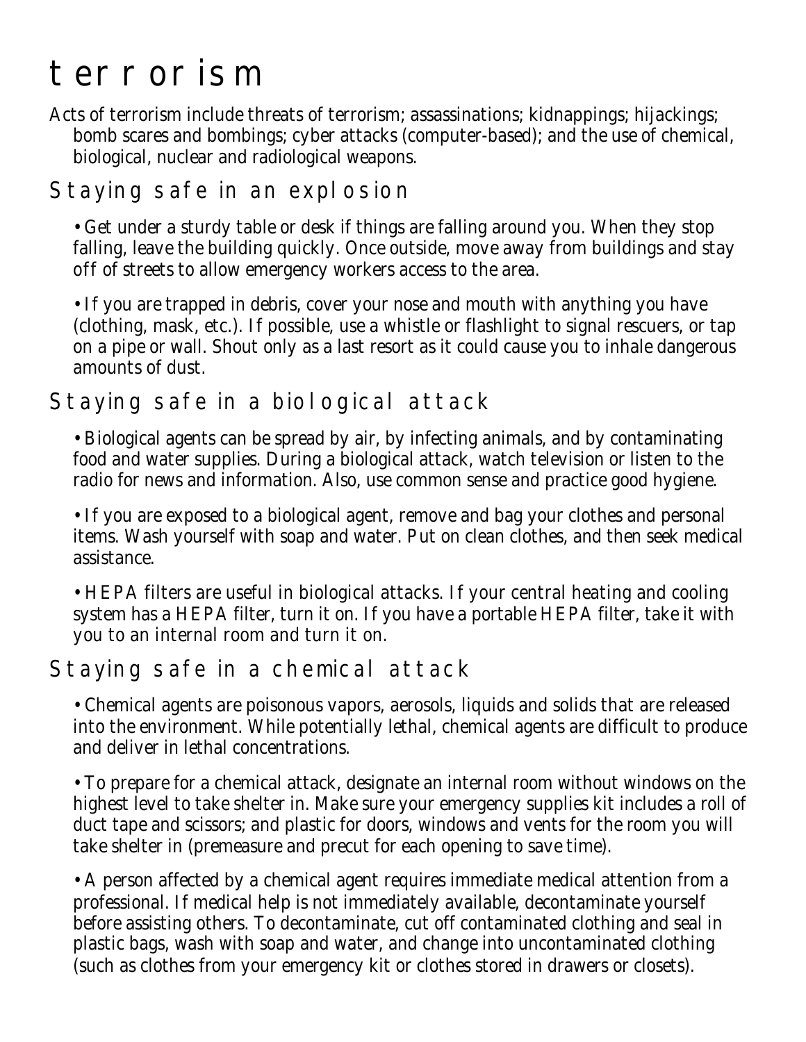# terrorism

Acts of terrorism include threats of terrorism; assassinations; kidnappings; hijackings; bomb scares and bombings; cyber attacks (computer-based); and the use of chemical, biological, nuclear and radiological weapons.

## Staying safe in an explosion

- Get under a sturdy table or desk if things are falling around you. When they stop falling, leave the building quickly. Once outside, move away from buildings and stay off of streets to allow emergency workers access to the area.

- If you are trapped in debris, cover your nose and mouth with anything you have (clothing, mask, etc.). If possible, use a whistle or flashlight to signal rescuers, or tap on a pipe or wall. Shout only as a last resort as it could cause you to inhale dangerous amounts of dust.

## Staying safe in a biological attack

- Biological agents can be spread by air, by infecting animals, and by contaminating food and water supplies. During a biological attack, watch television or listen to the radio for news and information. Also, use common sense and practice good hygiene.

- If you are exposed to a biological agent, remove and bag your clothes and personal items. Wash yourself with soap and water. Put on clean clothes, and then seek medical assistance.

- HEPA filters are useful in biological attacks. If your central heating and cooling system has a HEPA filter, turn it on. If you have a portable HEPA filter, take it with you to an internal room and turn it on.

## Staying safe in a chemical attack

- Chemical agents are poisonous vapors, aerosols, liquids and solids that are released into the environment. While potentially lethal, chemical agents are difficult to produce and deliver in lethal concentrations.

- To prepare for a chemical attack, designate an internal room without windows on the highest level to take shelter in. Make sure your emergency supplies kit includes a roll of duct tape and scissors; and plastic for doors, windows and vents for the room you will take shelter in (premeasure and precut for each opening to save time).

- A person affected by a chemical agent requires immediate medical attention from a professional. If medical help is not immediately available, decontaminate yourself before assisting others. To decontaminate, cut off contaminated clothing and seal in plastic bags, wash with soap and water, and change into uncontaminated clothing (such as clothes from your emergency kit or clothes stored in drawers or closets).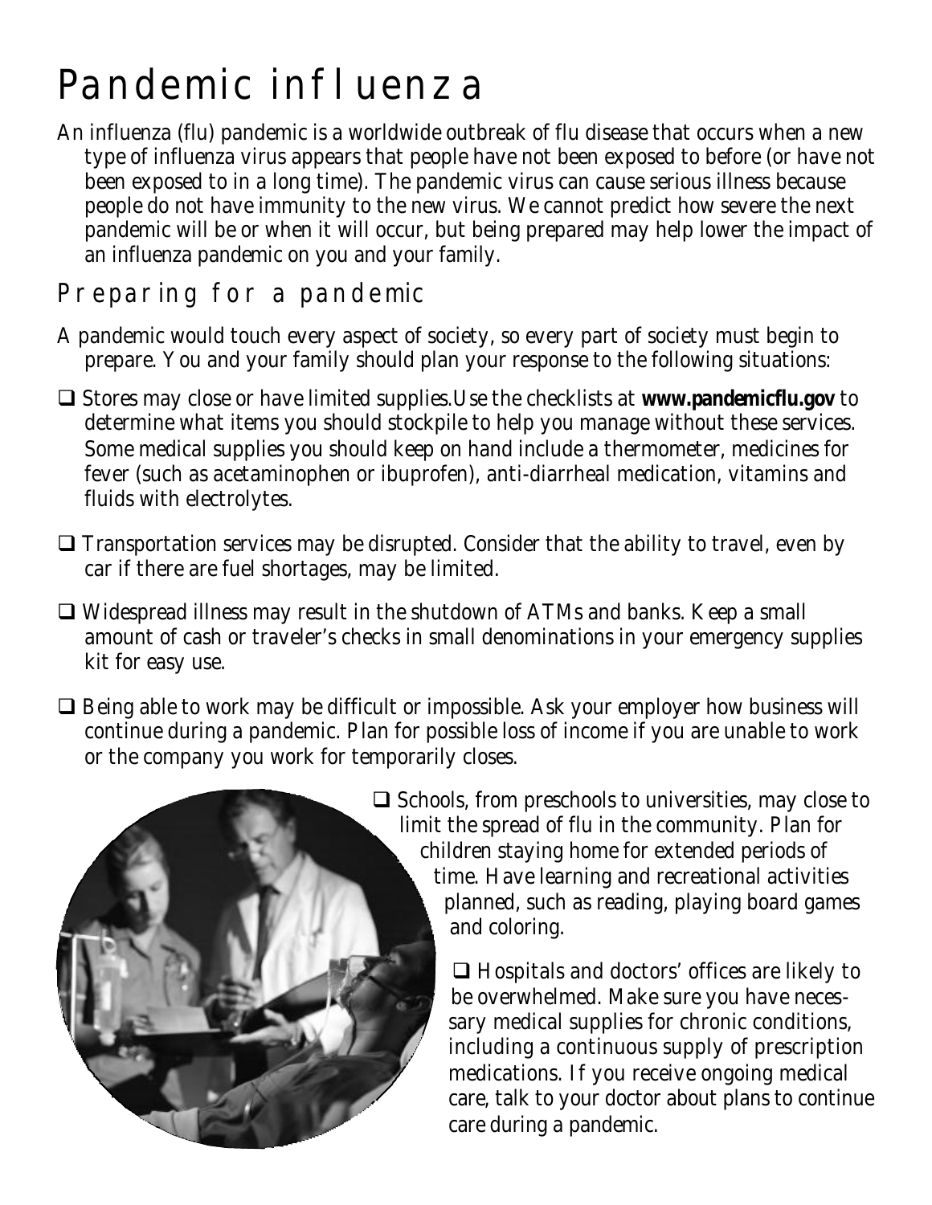# Pandemic influenza

An influenza (flu) pandemic is a worldwide outbreak of flu disease that occurs when a new type of influenza virus appears that people have not been exposed to before (or have not been exposed to in a long time). The pandemic virus can cause serious illness because people do not have immunity to the new virus. We cannot predict how severe the next pandemic will be or when it will occur, but being prepared may help lower the impact of an influenza pandemic on you and your family.

## Preparing for a pandemic

A pandemic would touch every aspect of society, so every part of society must begin to prepare. You and your family should plan your response to the following situations:

- ❑ Stores may close or have limited supplies.Use the checklists at **www.pandemicflu.gov** to determine what items you should stockpile to help you manage without these services. Some medical supplies you should keep on hand include a thermometer, medicines for fever (such as acetaminophen or ibuprofen), anti-diarrheal medication, vitamins and fluids with electrolytes.
- ❑ Transportation services may be disrupted. Consider that the ability to travel, even by car if there are fuel shortages, may be limited.
- ❑ Widespread illness may result in the shutdown of ATMs and banks. Keep a small amount of cash or traveler's checks in small denominations in your emergency supplies kit for easy use.
- ❑ Being able to work may be difficult or impossible. Ask your employer how business will continue during a pandemic. Plan for possible loss of income if you are unable to work or the company you work for temporarily closes.
- ❑ Schools, from preschools to universities, may close to limit the spread of flu in the community. Plan for children staying home for extended periods of time. Have learning and recreational activities planned, such as reading, playing board games and coloring.
- ❑ Hospitals and doctors' offices are likely to be overwhelmed. Make sure you have necessary medical supplies for chronic conditions, including a continuous supply of prescription medications. If you receive ongoing medical care, talk to your doctor about plans to continue care during a pandemic.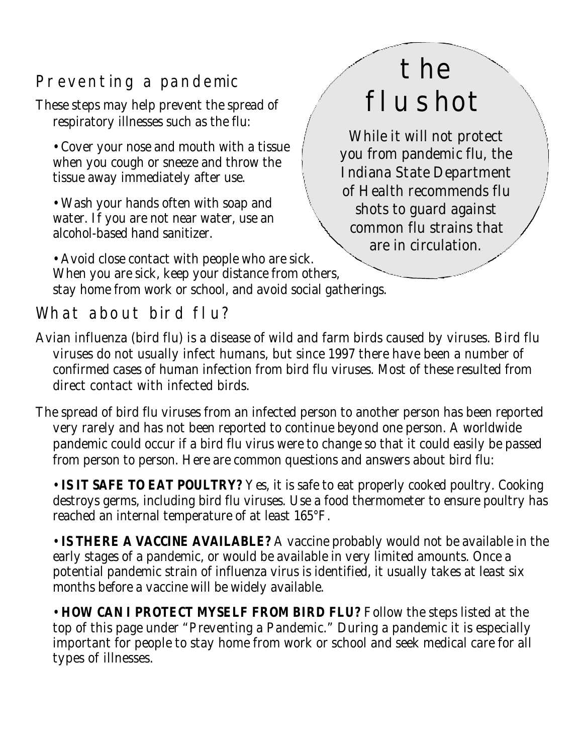## Preventing a pandemic

These steps may help prevent the spread of respiratory illnesses such as the flu:

- Cover your nose and mouth with a tissue when you cough or sneeze and throw the tissue away immediately after use.
- Wash your hands often with soap and water. If you are not near water, use an alcohol-based hand sanitizer.
- Avoid close contact with people who are sick. When you are sick, keep your distance from others, stay home from work or school, and avoid social gatherings.

## the flu shot

While it will not protect you from pandemic flu, the Indiana State Department of Health recommends flu shots to guard against common flu strains that are in circulation.

## What about bird flu?

Avian influenza (bird flu) is a disease of wild and farm birds caused by viruses. Bird flu viruses do not usually infect humans, but since 1997 there have been a number of confirmed cases of human infection from bird flu viruses. Most of these resulted from direct contact with infected birds.

The spread of bird flu viruses from an infected person to another person has been reported very rarely and has not been reported to continue beyond one person. A worldwide pandemic could occur if a bird flu virus were to change so that it could easily be passed from person to person. Here are common questions and answers about bird flu:

- **IS IT SAFE TO EAT POULTRY?** Yes, it is safe to eat properly cooked poultry. Cooking destroys germs, including bird flu viruses. Use a food thermometer to ensure poultry has reached an internal temperature of at least 165°F.
- **IS THERE A VACCINE AVAILABLE?** A vaccine probably would not be available in the early stages of a pandemic, or would be available in very limited amounts. Once a potential pandemic strain of influenza virus is identified, it usually takes at least six months before a vaccine will be widely available.
- **HOW CAN I PROTECT MYSELF FROM BIRD FLU?** Follow the steps listed at the top of this page under "Preventing a Pandemic." During a pandemic it is especially important for people to stay home from work or school and seek medical care for all types of illnesses.